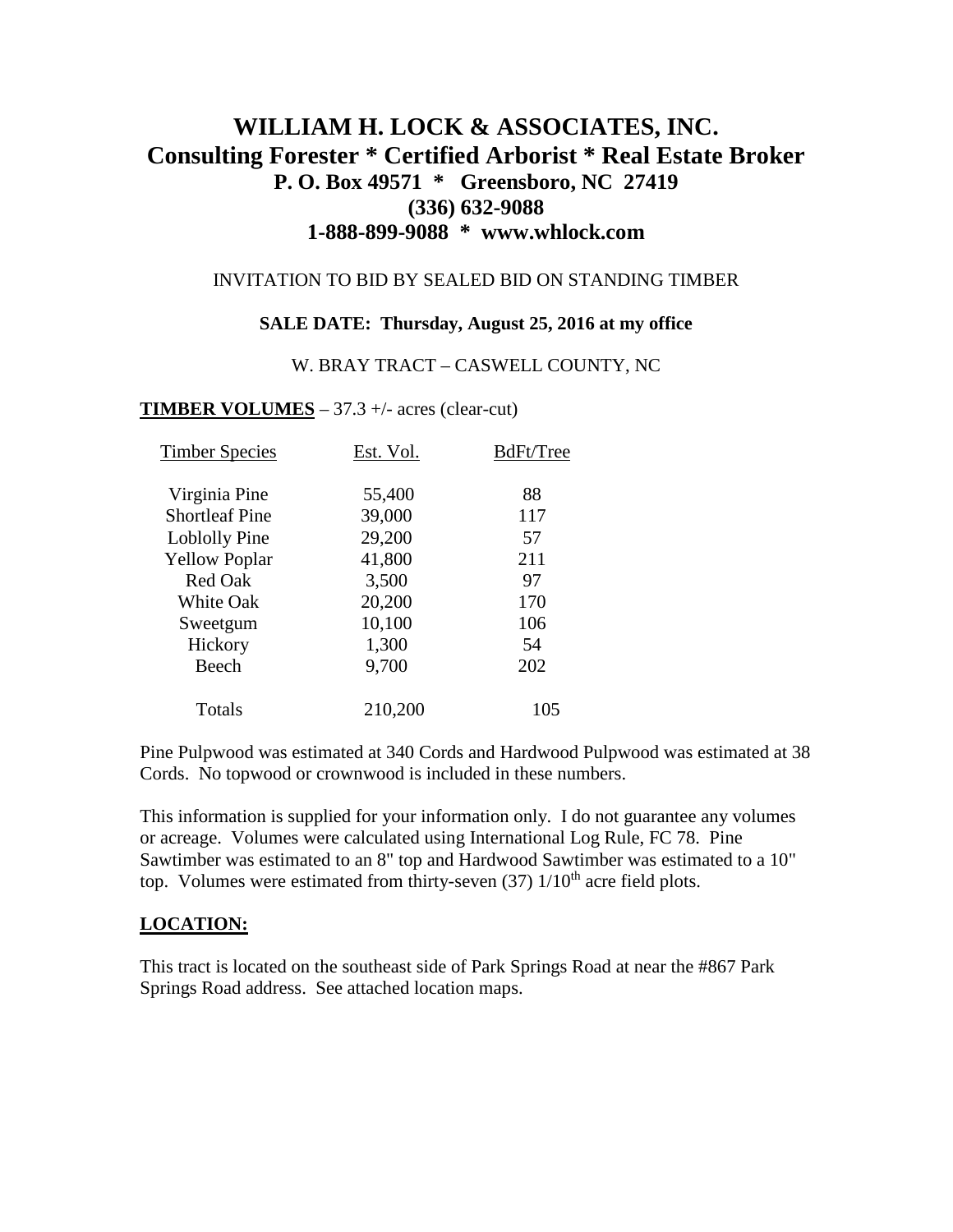# WILLIAM H. LOCK & ASSOCIATES, INC.
## Consulting Forester * Certified Arborist * Real Estate Broker
### P. O. Box 49571 * Greensboro, NC 27419
### (336) 632-9088
### 1-888-899-9088 * www.whlock.com

INVITATION TO BID BY SEALED BID ON STANDING TIMBER

**SALE DATE: Thursday, August 25, 2016 at my office**

W. BRAY TRACT – CASWELL COUNTY, NC

**TIMBER VOLUMES** – 37.3 +/- acres (clear-cut)

| Timber Species | Est. Vol. | BdFt/Tree |
|---|---|---|
| Virginia Pine | 55,400 | 88 |
| Shortleaf Pine | 39,000 | 117 |
| Loblolly Pine | 29,200 | 57 |
| Yellow Poplar | 41,800 | 211 |
| Red Oak | 3,500 | 97 |
| White Oak | 20,200 | 170 |
| Sweetgum | 10,100 | 106 |
| Hickory | 1,300 | 54 |
| Beech | 9,700 | 202 |
| Totals | 210,200 | 105 |

Pine Pulpwood was estimated at 340 Cords and Hardwood Pulpwood was estimated at 38 Cords. No topwood or crownwood is included in these numbers.

This information is supplied for your information only. I do not guarantee any volumes or acreage. Volumes were calculated using International Log Rule, FC 78. Pine Sawtimber was estimated to an 8" top and Hardwood Sawtimber was estimated to a 10" top. Volumes were estimated from thirty-seven (37) 1/10th acre field plots.

**LOCATION:**

This tract is located on the southeast side of Park Springs Road at near the #867 Park Springs Road address. See attached location maps.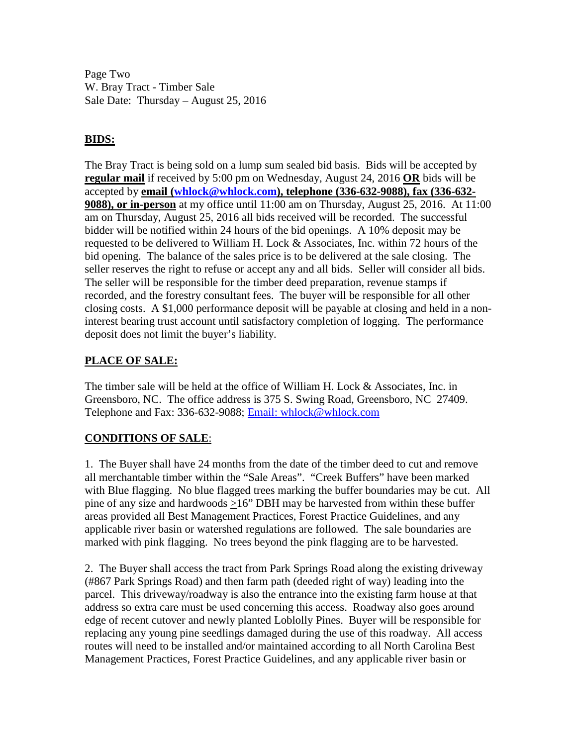Page Two
W. Bray Tract - Timber Sale
Sale Date: Thursday – August 25, 2016

## **BIDS:**

The Bray Tract is being sold on a lump sum sealed bid basis. Bids will be accepted by **regular mail** if received by 5:00 pm on Wednesday, August 24, 2016 **OR** bids will be accepted by **email (whlock@whlock.com), telephone (336-632-9088), fax (336-632-9088), or in-person** at my office until 11:00 am on Thursday, August 25, 2016. At 11:00 am on Thursday, August 25, 2016 all bids received will be recorded. The successful bidder will be notified within 24 hours of the bid openings. A 10% deposit may be requested to be delivered to William H. Lock & Associates, Inc. within 72 hours of the bid opening. The balance of the sales price is to be delivered at the sale closing. The seller reserves the right to refuse or accept any and all bids. Seller will consider all bids. The seller will be responsible for the timber deed preparation, revenue stamps if recorded, and the forestry consultant fees. The buyer will be responsible for all other closing costs. A $1,000 performance deposit will be payable at closing and held in a non-interest bearing trust account until satisfactory completion of logging. The performance deposit does not limit the buyer's liability.

## **PLACE OF SALE:**

The timber sale will be held at the office of William H. Lock & Associates, Inc. in Greensboro, NC. The office address is 375 S. Swing Road, Greensboro, NC 27409. Telephone and Fax: 336-632-9088; Email: whlock@whlock.com

## **CONDITIONS OF SALE:**

1. The Buyer shall have 24 months from the date of the timber deed to cut and remove all merchantable timber within the "Sale Areas". "Creek Buffers" have been marked with Blue flagging. No blue flagged trees marking the buffer boundaries may be cut. All pine of any size and hardwoods ≥16" DBH may be harvested from within these buffer areas provided all Best Management Practices, Forest Practice Guidelines, and any applicable river basin or watershed regulations are followed. The sale boundaries are marked with pink flagging. No trees beyond the pink flagging are to be harvested.

2. The Buyer shall access the tract from Park Springs Road along the existing driveway (#867 Park Springs Road) and then farm path (deeded right of way) leading into the parcel. This driveway/roadway is also the entrance into the existing farm house at that address so extra care must be used concerning this access. Roadway also goes around edge of recent cutover and newly planted Loblolly Pines. Buyer will be responsible for replacing any young pine seedlings damaged during the use of this roadway. All access routes will need to be installed and/or maintained according to all North Carolina Best Management Practices, Forest Practice Guidelines, and any applicable river basin or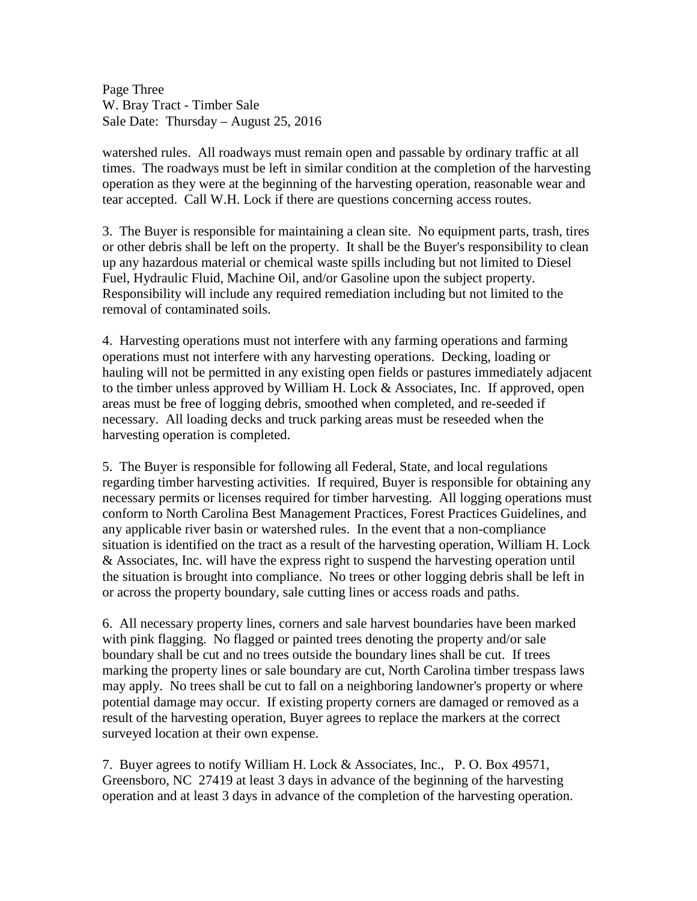watershed rules. All roadways must remain open and passable by ordinary traffic at all times. The roadways must be left in similar condition at the completion of the harvesting operation as they were at the beginning of the harvesting operation, reasonable wear and tear accepted. Call W.H. Lock if there are questions concerning access routes.

3. The Buyer is responsible for maintaining a clean site. No equipment parts, trash, tires or other debris shall be left on the property. It shall be the Buyer's responsibility to clean up any hazardous material or chemical waste spills including but not limited to Diesel Fuel, Hydraulic Fluid, Machine Oil, and/or Gasoline upon the subject property. Responsibility will include any required remediation including but not limited to the removal of contaminated soils.

4. Harvesting operations must not interfere with any farming operations and farming operations must not interfere with any harvesting operations. Decking, loading or hauling will not be permitted in any existing open fields or pastures immediately adjacent to the timber unless approved by William H. Lock & Associates, Inc. If approved, open areas must be free of logging debris, smoothed when completed, and re-seeded if necessary. All loading decks and truck parking areas must be reseeded when the harvesting operation is completed.

5. The Buyer is responsible for following all Federal, State, and local regulations regarding timber harvesting activities. If required, Buyer is responsible for obtaining any necessary permits or licenses required for timber harvesting. All logging operations must conform to North Carolina Best Management Practices, Forest Practices Guidelines, and any applicable river basin or watershed rules. In the event that a non-compliance situation is identified on the tract as a result of the harvesting operation, William H. Lock & Associates, Inc. will have the express right to suspend the harvesting operation until the situation is brought into compliance. No trees or other logging debris shall be left in or across the property boundary, sale cutting lines or access roads and paths.

6. All necessary property lines, corners and sale harvest boundaries have been marked with pink flagging. No flagged or painted trees denoting the property and/or sale boundary shall be cut and no trees outside the boundary lines shall be cut. If trees marking the property lines or sale boundary are cut, North Carolina timber trespass laws may apply. No trees shall be cut to fall on a neighboring landowner's property or where potential damage may occur. If existing property corners are damaged or removed as a result of the harvesting operation, Buyer agrees to replace the markers at the correct surveyed location at their own expense.

7. Buyer agrees to notify William H. Lock & Associates, Inc., P. O. Box 49571, Greensboro, NC 27419 at least 3 days in advance of the beginning of the harvesting operation and at least 3 days in advance of the completion of the harvesting operation.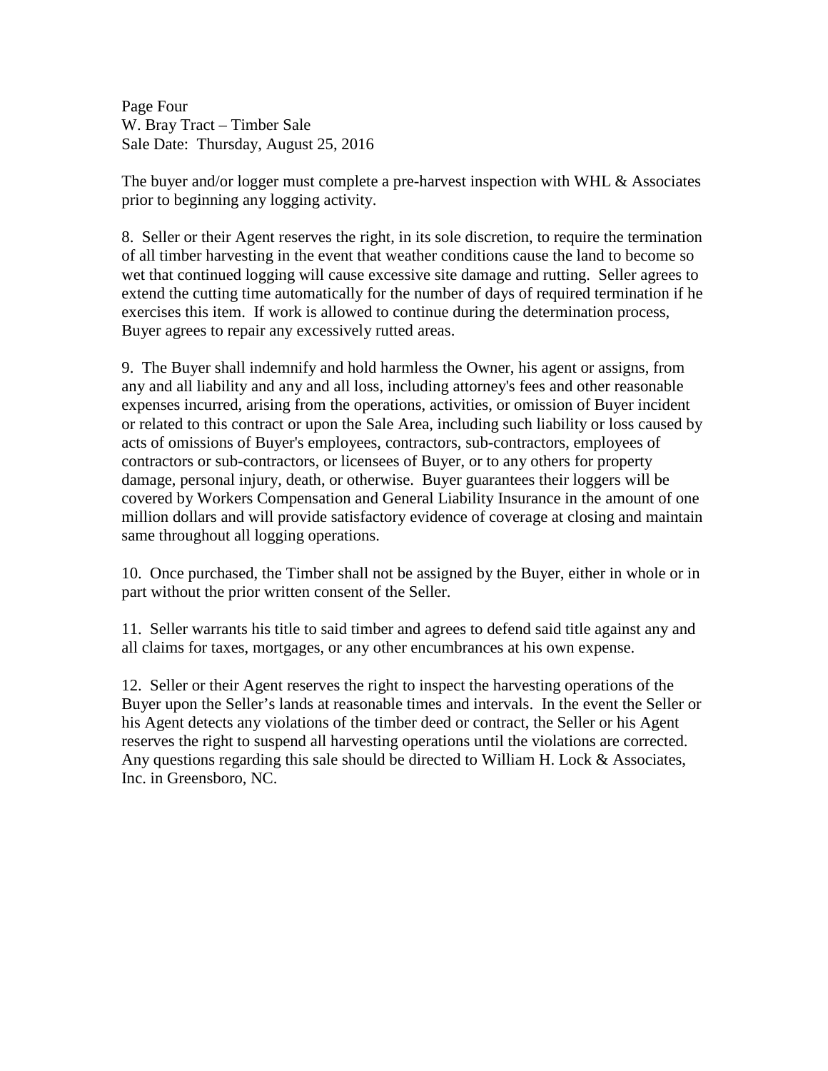The buyer and/or logger must complete a pre-harvest inspection with WHL & Associates prior to beginning any logging activity.

8. Seller or their Agent reserves the right, in its sole discretion, to require the termination of all timber harvesting in the event that weather conditions cause the land to become so wet that continued logging will cause excessive site damage and rutting. Seller agrees to extend the cutting time automatically for the number of days of required termination if he exercises this item. If work is allowed to continue during the determination process, Buyer agrees to repair any excessively rutted areas.

9. The Buyer shall indemnify and hold harmless the Owner, his agent or assigns, from any and all liability and any and all loss, including attorney's fees and other reasonable expenses incurred, arising from the operations, activities, or omission of Buyer incident or related to this contract or upon the Sale Area, including such liability or loss caused by acts of omissions of Buyer's employees, contractors, sub-contractors, employees of contractors or sub-contractors, or licensees of Buyer, or to any others for property damage, personal injury, death, or otherwise. Buyer guarantees their loggers will be covered by Workers Compensation and General Liability Insurance in the amount of one million dollars and will provide satisfactory evidence of coverage at closing and maintain same throughout all logging operations.

10. Once purchased, the Timber shall not be assigned by the Buyer, either in whole or in part without the prior written consent of the Seller.

11. Seller warrants his title to said timber and agrees to defend said title against any and all claims for taxes, mortgages, or any other encumbrances at his own expense.

12. Seller or their Agent reserves the right to inspect the harvesting operations of the Buyer upon the Seller's lands at reasonable times and intervals. In the event the Seller or his Agent detects any violations of the timber deed or contract, the Seller or his Agent reserves the right to suspend all harvesting operations until the violations are corrected. Any questions regarding this sale should be directed to William H. Lock & Associates, Inc. in Greensboro, NC.